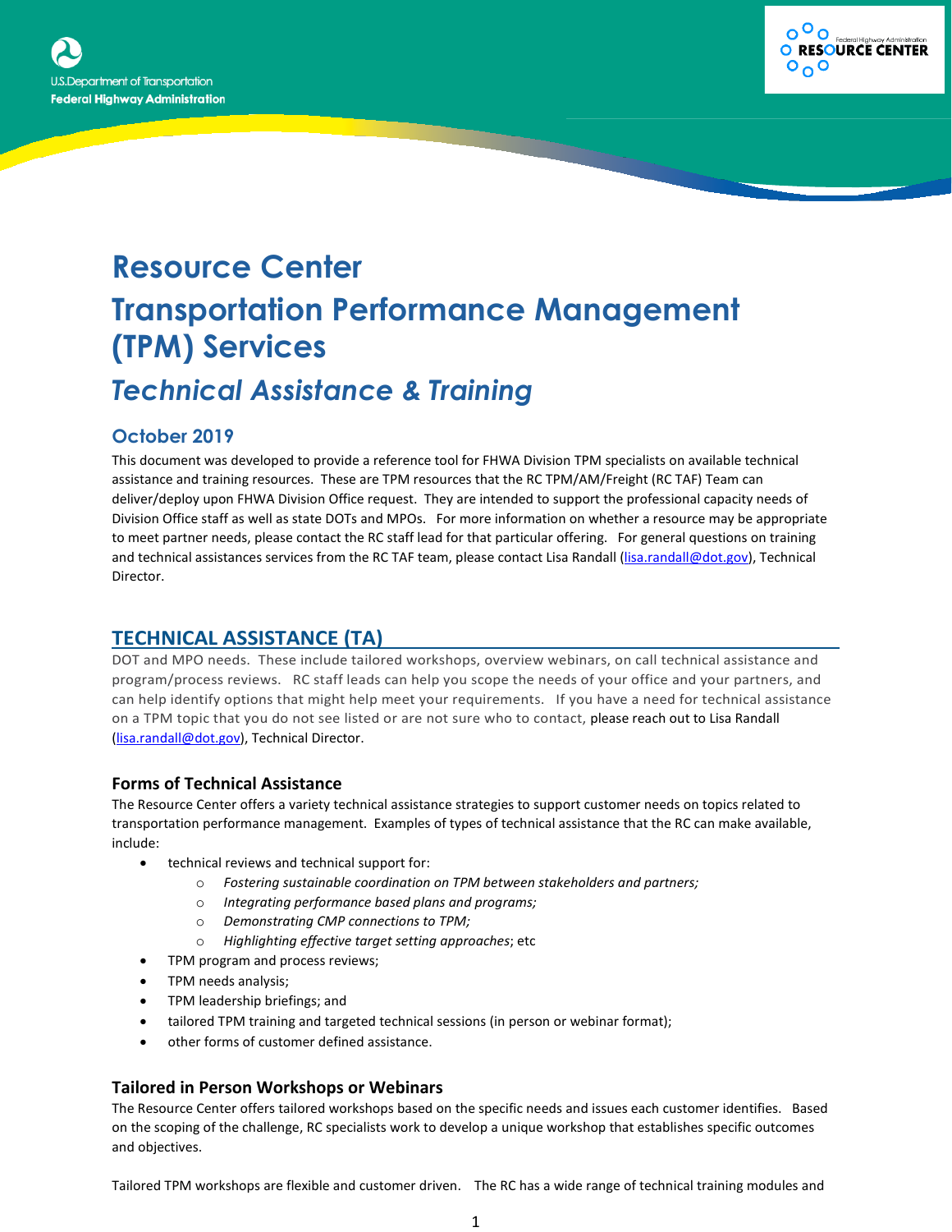# Resource Center

# Transportation Performance Management (TPM) Services

## *Technical Assistance & Training*

### October 2019

This document was developed to provide a reference tool for FHWA Division TPM specialists on available technical assistance and training resources. These are TPM resources that the RC TPM/AM/Freight (RC TAF) Team can deliver/deploy upon FHWA Division Office request. They are intended to support the professional capacity needs of Division Office staff as well as state DOTs and MPOs. For more information on whether a resource may be appropriate to meet partner needs, please contact the RC staff lead for that particular offering. For general questions on training and technical assistances services from the RC TAF team, please contact Lisa Randall (lisa.randall@dot.gov), Technical Director.

## TECHNICAL ASSISTANCE (TA)

DOT and MPO needs. These include tailored workshops, overview webinars, on call technical assistance and program/process reviews. RC staff leads can help you scope the needs of your office and your partners, and can help identify options that might help meet your requirements. If you have a need for technical assistance on a TPM topic that you do not see listed or are not sure who to contact, please reach out to Lisa Randall (lisa.randall@dot.gov), Technical Director.

### Forms of Technical Assistance

The Resource Center offers a variety technical assistance strategies to support customer needs on topics related to transportation performance management. Examples of types of technical assistance that the RC can make available, include:

- technical reviews and technical support for:
  - *Fostering sustainable coordination on TPM between stakeholders and partners;*
  - *Integrating performance based plans and programs;*
  - *Demonstrating CMP connections to TPM;*
  - *Highlighting effective target setting approaches*; etc
- TPM program and process reviews;
- TPM needs analysis;
- TPM leadership briefings; and
- tailored TPM training and targeted technical sessions (in person or webinar format);
- other forms of customer defined assistance.

### Tailored in Person Workshops or Webinars

The Resource Center offers tailored workshops based on the specific needs and issues each customer identifies. Based on the scoping of the challenge, RC specialists work to develop a unique workshop that establishes specific outcomes and objectives.

Tailored TPM workshops are flexible and customer driven. The RC has a wide range of technical training modules and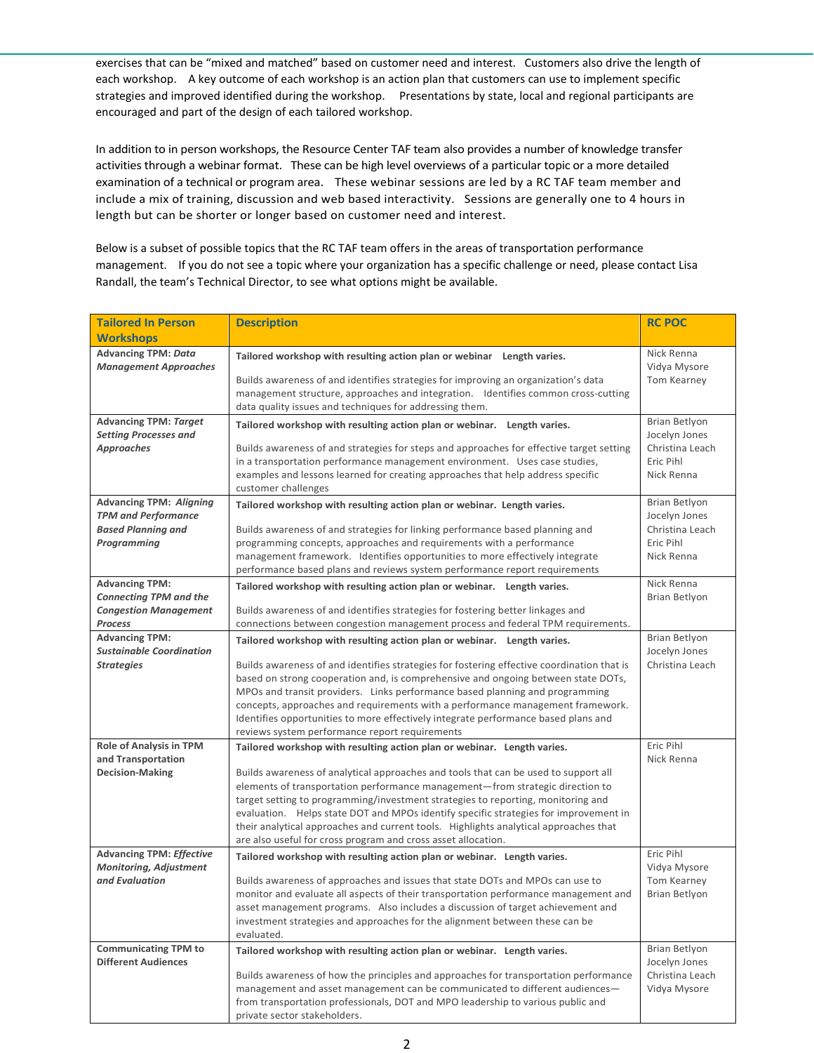exercises that can be "mixed and matched" based on customer need and interest. Customers also drive the length of each workshop. A key outcome of each workshop is an action plan that customers can use to implement specific strategies and improved identified during the workshop. Presentations by state, local and regional participants are encouraged and part of the design of each tailored workshop.

In addition to in person workshops, the Resource Center TAF team also provides a number of knowledge transfer activities through a webinar format. These can be high level overviews of a particular topic or a more detailed examination of a technical or program area. These webinar sessions are led by a RC TAF team member and include a mix of training, discussion and web based interactivity. Sessions are generally one to 4 hours in length but can be shorter or longer based on customer need and interest.

Below is a subset of possible topics that the RC TAF team offers in the areas of transportation performance management. If you do not see a topic where your organization has a specific challenge or need, please contact Lisa Randall, the team's Technical Director, to see what options might be available.

| Tailored In Person Workshops | Description | RC POC |
|---|---|---|
| **Advancing TPM:** ***Data Management Approaches*** | **Tailored workshop with resulting action plan or webinar Length varies.**<br><br>Builds awareness of and identifies strategies for improving an organization's data management structure, approaches and integration. Identifies common cross-cutting data quality issues and techniques for addressing them. | Nick Renna<br>Vidya Mysore<br>Tom Kearney |
| **Advancing TPM:** ***Target Setting Processes and Approaches*** | **Tailored workshop with resulting action plan or webinar. Length varies.**<br><br>Builds awareness of and strategies for steps and approaches for effective target setting in a transportation performance management environment. Uses case studies, examples and lessons learned for creating approaches that help address specific customer challenges | Brian Betlyon<br>Jocelyn Jones<br>Christina Leach<br>Eric Pihl<br>Nick Renna |
| **Advancing TPM:** ***Aligning TPM and Performance Based Planning and Programming*** | **Tailored workshop with resulting action plan or webinar. Length varies.**<br><br>Builds awareness of and strategies for linking performance based planning and programming concepts, approaches and requirements with a performance management framework. Identifies opportunities to more effectively integrate performance based plans and reviews system performance report requirements | Brian Betlyon<br>Jocelyn Jones<br>Christina Leach<br>Eric Pihl<br>Nick Renna |
| **Advancing TPM:** ***Connecting TPM and the Congestion Management Process*** | **Tailored workshop with resulting action plan or webinar. Length varies.**<br><br>Builds awareness of and identifies strategies for fostering better linkages and connections between congestion management process and federal TPM requirements. | Nick Renna<br>Brian Betlyon |
| **Advancing TPM:** ***Sustainable Coordination Strategies*** | **Tailored workshop with resulting action plan or webinar. Length varies.**<br><br>Builds awareness of and identifies strategies for fostering effective coordination that is based on strong cooperation and, is comprehensive and ongoing between state DOTs, MPOs and transit providers. Links performance based planning and programming concepts, approaches and requirements with a performance management framework. Identifies opportunities to more effectively integrate performance based plans and reviews system performance report requirements | Brian Betlyon<br>Jocelyn Jones<br>Christina Leach |
| **Role of Analysis in TPM and Transportation Decision-Making** | **Tailored workshop with resulting action plan or webinar. Length varies.**<br><br>Builds awareness of analytical approaches and tools that can be used to support all elements of transportation performance management—from strategic direction to target setting to programming/investment strategies to reporting, monitoring and evaluation. Helps state DOT and MPOs identify specific strategies for improvement in their analytical approaches and current tools. Highlights analytical approaches that are also useful for cross program and cross asset allocation. | Eric Pihl<br>Nick Renna |
| **Advancing TPM:** ***Effective Monitoring, Adjustment and Evaluation*** | **Tailored workshop with resulting action plan or webinar. Length varies.**<br><br>Builds awareness of approaches and issues that state DOTs and MPOs can use to monitor and evaluate all aspects of their transportation performance management and asset management programs. Also includes a discussion of target achievement and investment strategies and approaches for the alignment between these can be evaluated. | Eric Pihl<br>Vidya Mysore<br>Tom Kearney<br>Brian Betlyon |
| **Communicating TPM to Different Audiences** | **Tailored workshop with resulting action plan or webinar. Length varies.**<br><br>Builds awareness of how the principles and approaches for transportation performance management and asset management can be communicated to different audiences—from transportation professionals, DOT and MPO leadership to various public and private sector stakeholders. | Brian Betlyon<br>Jocelyn Jones<br>Christina Leach<br>Vidya Mysore |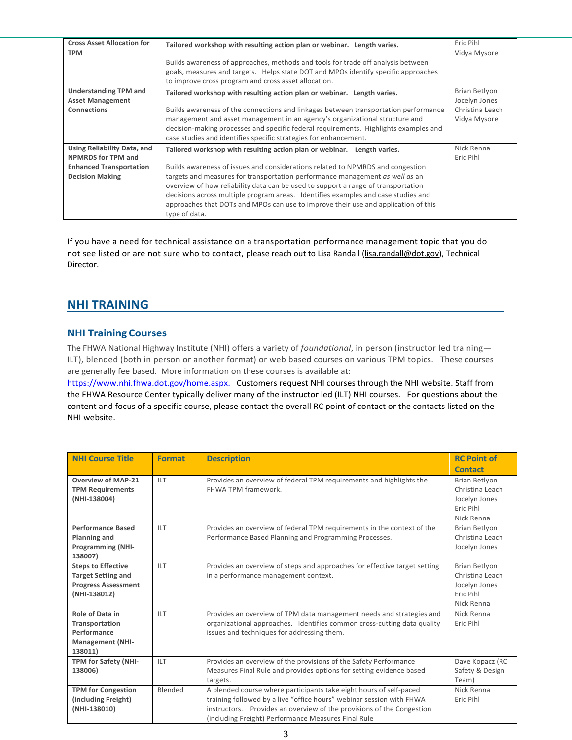| Cross Asset Allocation for TPM | **Tailored workshop with resulting action plan or webinar. Length varies.**<br><br>Builds awareness of approaches, methods and tools for trade off analysis between goals, measures and targets. Helps state DOT and MPOs identify specific approaches to improve cross program and cross asset allocation. | Eric Pihl<br>Vidya Mysore |
|---|---|---|
| **Understanding TPM and Asset Management Connections** | **Tailored workshop with resulting action plan or webinar. Length varies.**<br><br>Builds awareness of the connections and linkages between transportation performance management and asset management in an agency's organizational structure and decision-making processes and specific federal requirements. Highlights examples and case studies and identifies specific strategies for enhancement. | Brian Betlyon<br>Jocelyn Jones<br>Christina Leach<br>Vidya Mysore |
| **Using Reliability Data, and NPMRDS for TPM and Enhanced Transportation Decision Making** | **Tailored workshop with resulting action plan or webinar. Length varies.**<br><br>Builds awareness of issues and considerations related to NPMRDS and congestion targets and measures for transportation performance management *as well as* an overview of how reliability data can be used to support a range of transportation decisions across multiple program areas. Identifies examples and case studies and approaches that DOTs and MPOs can use to improve their use and application of this type of data. | Nick Renna<br>Eric Pihl |

If you have a need for technical assistance on a transportation performance management topic that you do not see listed or are not sure who to contact, please reach out to Lisa Randall (lisa.randall@dot.gov), Technical Director.

## NHI TRAINING

### NHI Training Courses

The FHWA National Highway Institute (NHI) offers a variety of *foundational*, in person (instructor led training—ILT), blended (both in person or another format) or web based courses on various TPM topics. These courses are generally fee based. More information on these courses is available at: https://www.nhi.fhwa.dot.gov/home.aspx. Customers request NHI courses through the NHI website. Staff from the FHWA Resource Center typically deliver many of the instructor led (ILT) NHI courses. For questions about the content and focus of a specific course, please contact the overall RC point of contact or the contacts listed on the NHI website.

| NHI Course Title | Format | Description | RC Point of Contact |
|---|---|---|---|
| **Overview of MAP-21 TPM Requirements (NHI-138004)** | ILT | Provides an overview of federal TPM requirements and highlights the FHWA TPM framework. | Brian Betlyon<br>Christina Leach<br>Jocelyn Jones<br>Eric Pihl<br>Nick Renna |
| **Performance Based Planning and Programming (NHI-138007)** | ILT | Provides an overview of federal TPM requirements in the context of the Performance Based Planning and Programming Processes. | Brian Betlyon<br>Christina Leach<br>Jocelyn Jones |
| **Steps to Effective Target Setting and Progress Assessment (NHI-138012)** | ILT | Provides an overview of steps and approaches for effective target setting in a performance management context. | Brian Betlyon<br>Christina Leach<br>Jocelyn Jones<br>Eric Pihl<br>Nick Renna |
| **Role of Data in Transportation Performance Management (NHI-138011)** | ILT | Provides an overview of TPM data management needs and strategies and organizational approaches. Identifies common cross-cutting data quality issues and techniques for addressing them. | Nick Renna<br>Eric Pihl |
| **TPM for Safety (NHI-138006)** | ILT | Provides an overview of the provisions of the Safety Performance Measures Final Rule and provides options for setting evidence based targets. | Dave Kopacz (RC Safety & Design Team) |
| **TPM for Congestion (including Freight) (NHI-138010)** | Blended | A blended course where participants take eight hours of self-paced training followed by a live "office hours" webinar session with FHWA instructors. Provides an overview of the provisions of the Congestion (including Freight) Performance Measures Final Rule | Nick Renna<br>Eric Pihl |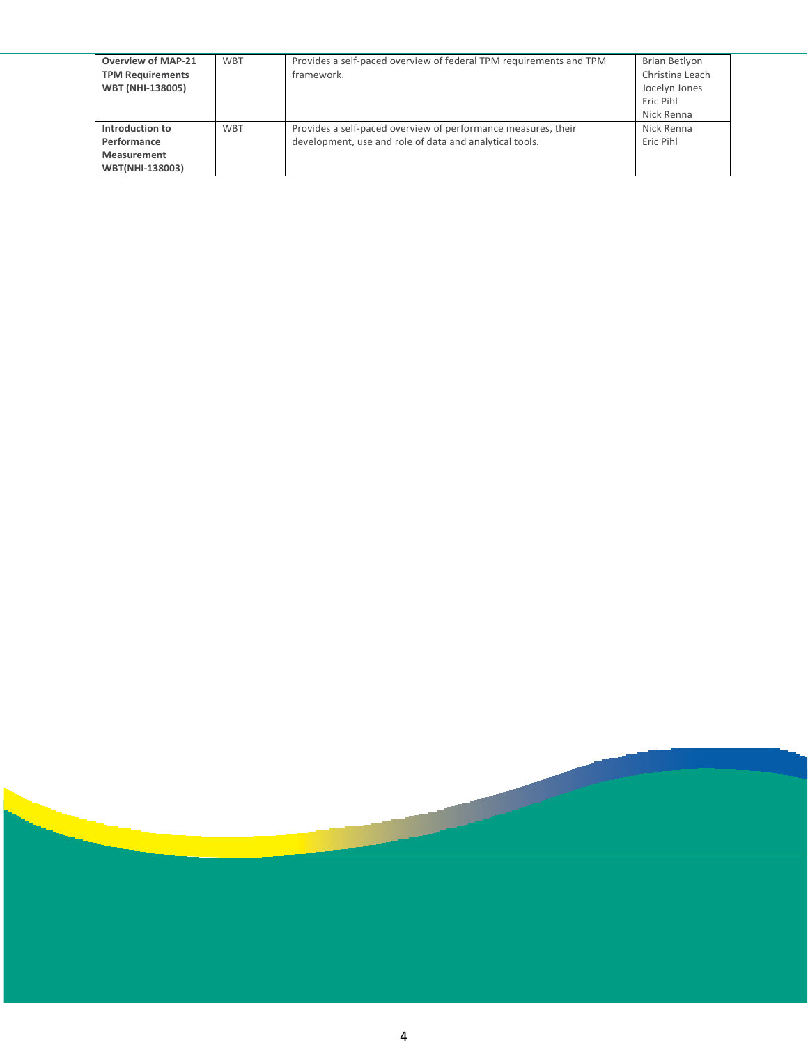| | | | |
|---|---|---|---|
| **Overview of MAP-21 TPM Requirements WBT (NHI-138005)** | WBT | Provides a self-paced overview of federal TPM requirements and TPM framework. | Brian Betlyon<br>Christina Leach<br>Jocelyn Jones<br>Eric Pihl<br>Nick Renna |
| **Introduction to Performance Measurement WBT(NHI-138003)** | WBT | Provides a self-paced overview of performance measures, their development, use and role of data and analytical tools. | Nick Renna<br>Eric Pihl |